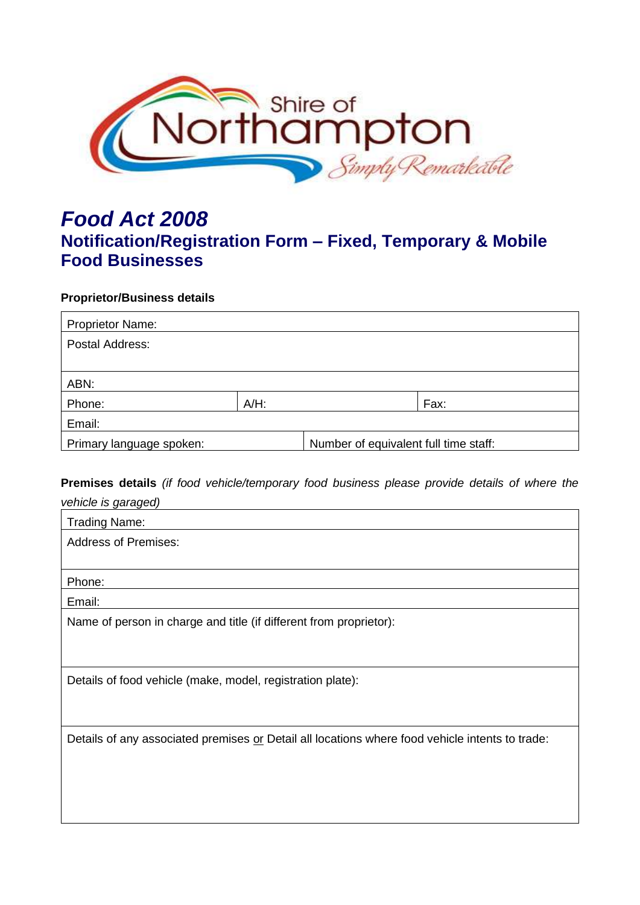# *Food Act 2008*

## Notification/Registration Form – Fixed, Temporary & Mobile Food Businesses

**Proprietor/Business details**

| Proprietor Name: | | |
|---|---|---|
| Postal Address: | | |
| ABN: | | |
| Phone: | A/H: | Fax: |
| Email: | | |
| Primary language spoken: | Number of equivalent full time staff: | |

**Premises details** *(if food vehicle/temporary food business please provide details of where the vehicle is garaged)*

| Trading Name: |
|---|
| Address of Premises: |
| Phone: |
| Email: |
| Name of person in charge and title (if different from proprietor): |
| Details of food vehicle (make, model, registration plate): |
| Details of any associated premises or Detail all locations where food vehicle intents to trade: |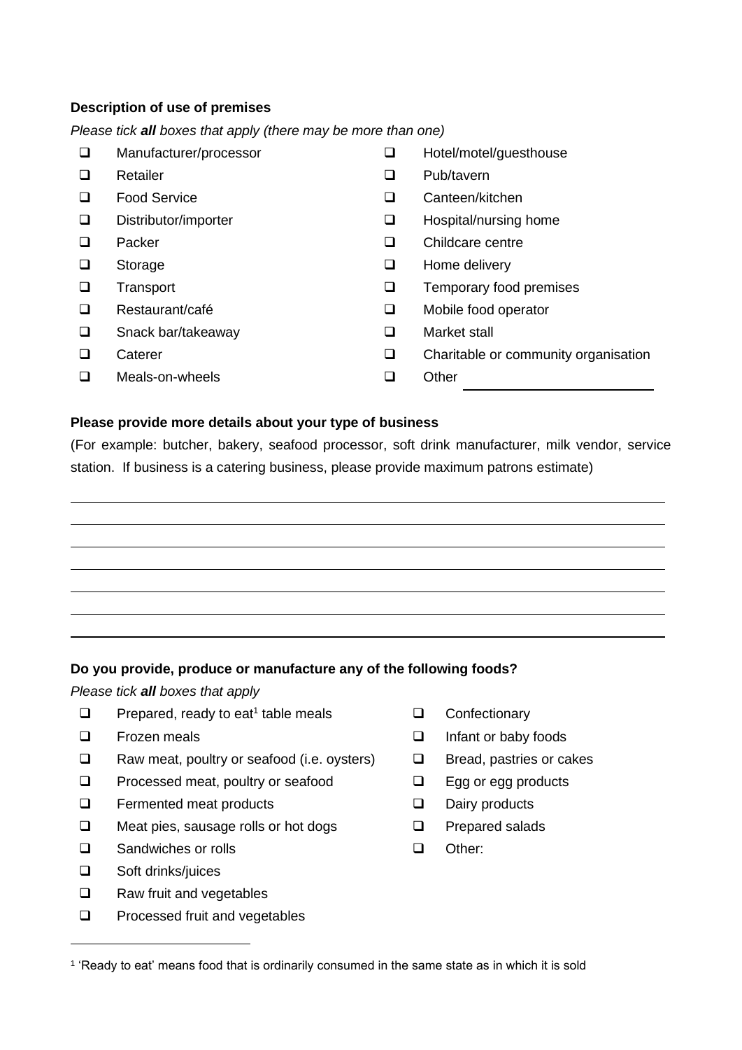**Description of use of premises**

*Please tick **all** boxes that apply (there may be more than one)*

- ☐ Manufacturer/processor
- ☐ Retailer
- ☐ Food Service
- ☐ Distributor/importer
- ☐ Packer
- ☐ Storage
- ☐ Transport
- ☐ Restaurant/café
- ☐ Snack bar/takeaway
- ☐ Caterer
- ☐ Meals-on-wheels
- ☐ Hotel/motel/guesthouse
- ☐ Pub/tavern
- ☐ Canteen/kitchen
- ☐ Hospital/nursing home
- ☐ Childcare centre
- ☐ Home delivery
- ☐ Temporary food premises
- ☐ Mobile food operator
- ☐ Market stall
- ☐ Charitable or community organisation
- ☐ Other ______________________

**Please provide more details about your type of business**

(For example: butcher, bakery, seafood processor, soft drink manufacturer, milk vendor, service station. If business is a catering business, please provide maximum patrons estimate)

______________________________________________________________________

______________________________________________________________________

______________________________________________________________________

______________________________________________________________________

______________________________________________________________________

______________________________________________________________________

______________________________________________________________________

**Do you provide, produce or manufacture any of the following foods?**

*Please tick **all** boxes that apply*

- ☐ Prepared, ready to eat[1] table meals
- ☐ Frozen meals
- ☐ Raw meat, poultry or seafood (i.e. oysters)
- ☐ Processed meat, poultry or seafood
- ☐ Fermented meat products
- ☐ Meat pies, sausage rolls or hot dogs
- ☐ Sandwiches or rolls
- ☐ Soft drinks/juices
- ☐ Raw fruit and vegetables
- ☐ Processed fruit and vegetables
- ☐ Confectionary
- ☐ Infant or baby foods
- ☐ Bread, pastries or cakes
- ☐ Egg or egg products
- ☐ Dairy products
- ☐ Prepared salads
- ☐ Other:

[1] 'Ready to eat' means food that is ordinarily consumed in the same state as in which it is sold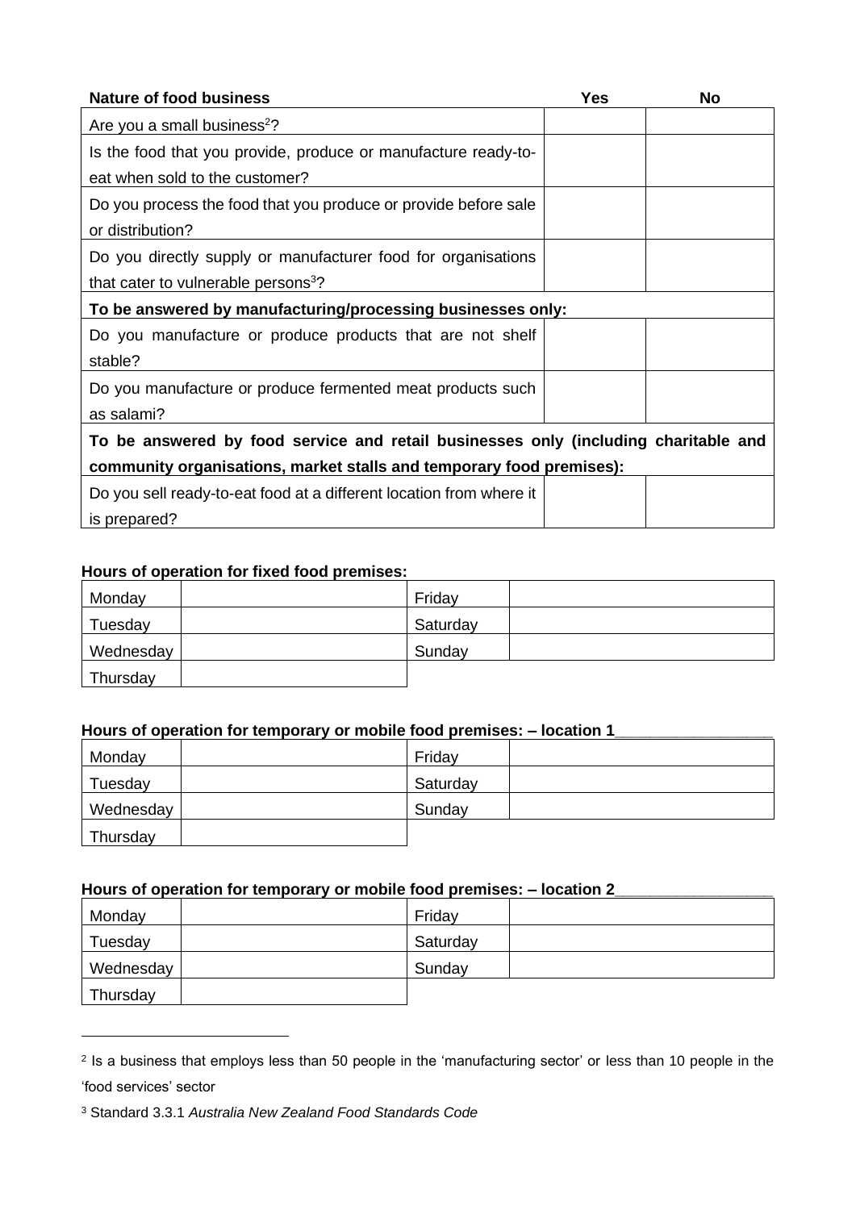| Nature of food business | Yes | No |
|---|---|---|
| Are you a small business[2]? | | |
| Is the food that you provide, produce or manufacture ready-to-eat when sold to the customer? | | |
| Do you process the food that you produce or provide before sale or distribution? | | |
| Do you directly supply or manufacturer food for organisations that cater to vulnerable persons[3]? | | |
| **To be answered by manufacturing/processing businesses only:** | | |
| Do you manufacture or produce products that are not shelf stable? | | |
| Do you manufacture or produce fermented meat products such as salami? | | |
| **To be answered by food service and retail businesses only (including charitable and community organisations, market stalls and temporary food premises):** | | |
| Do you sell ready-to-eat food at a different location from where it is prepared? | | |

**Hours of operation for fixed food premises:**

| Monday | | Friday | |
|---|---|---|---|
| Tuesday | | Saturday | |
| Wednesday | | Sunday | |
| Thursday | | | |

**Hours of operation for temporary or mobile food premises: – location 1__________________**

| Monday | | Friday | |
|---|---|---|---|
| Tuesday | | Saturday | |
| Wednesday | | Sunday | |
| Thursday | | | |

**Hours of operation for temporary or mobile food premises: – location 2__________________**

| Monday | | Friday | |
|---|---|---|---|
| Tuesday | | Saturday | |
| Wednesday | | Sunday | |
| Thursday | | | |

---

[2] Is a business that employs less than 50 people in the 'manufacturing sector' or less than 10 people in the 'food services' sector

[3] Standard 3.3.1 *Australia New Zealand Food Standards Code*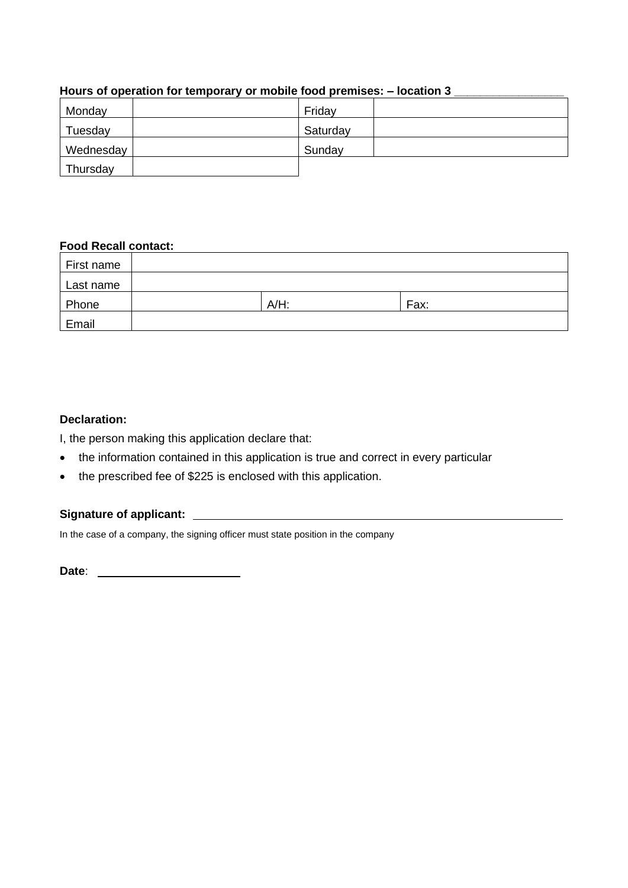**Hours of operation for temporary or mobile food premises: – location 3 ________________**

| | | | |
|---|---|---|---|
| Monday | | Friday | |
| Tuesday | | Saturday | |
| Wednesday | | Sunday | |
| Thursday | | | |

**Food Recall contact:**

| | | | |
|---|---|---|---|
| First name | | | |
| Last name | | | |
| Phone | | A/H: | Fax: |
| Email | | | |

**Declaration:**

I, the person making this application declare that:

- the information contained in this application is true and correct in every particular
- the prescribed fee of $225 is enclosed with this application.

**Signature of applicant:** ____________________________________________

In the case of a company, the signing officer must state position in the company

**Date**: ________________________